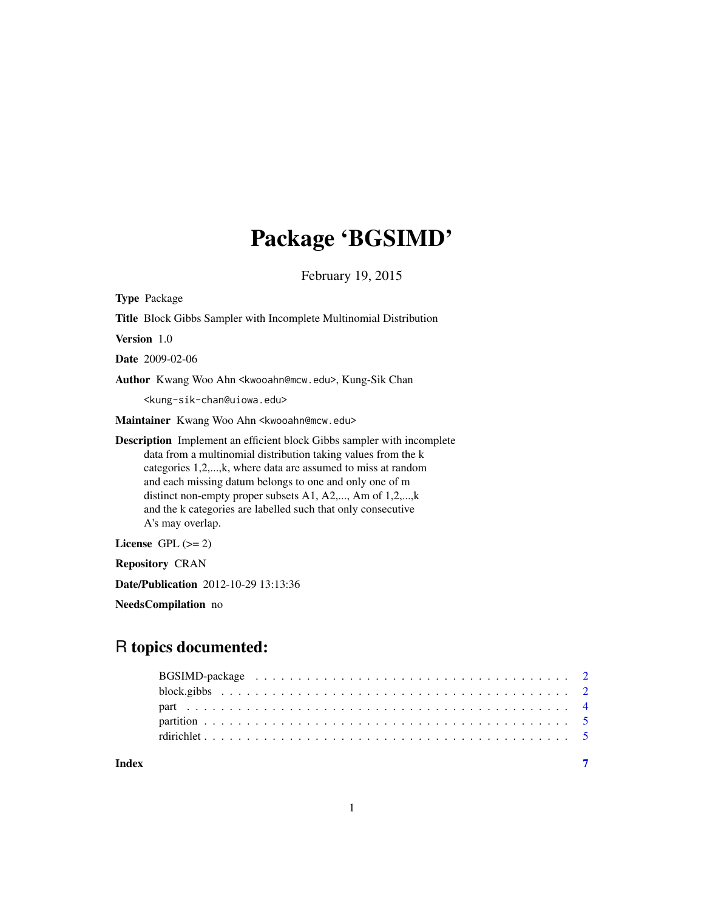# Package 'BGSIMD'

February 19, 2015

**Type** Package

**Title** Block Gibbs Sampler with Incomplete Multinomial Distribution

**Version** 1.0

**Date** 2009-02-06

**Author** Kwang Woo Ahn <kwooahn@mcw.edu>, Kung-Sik Chan <kung-sik-chan@uiowa.edu>

**Maintainer** Kwang Woo Ahn <kwooahn@mcw.edu>

**Description** Implement an efficient block Gibbs sampler with incomplete data from a multinomial distribution taking values from the k categories 1,2,...,k, where data are assumed to miss at random and each missing datum belongs to one and only one of m distinct non-empty proper subsets A1, A2,..., Am of 1,2,...,k and the k categories are labelled such that only consecutive A's may overlap.

**License** GPL (>= 2)

**Repository** CRAN

**Date/Publication** 2012-10-29 13:13:36

**NeedsCompilation** no

## R topics documented:

- BGSIMD-package . . . . . . . . . . . . . . . . . . . . . . . . . . . . . . . . . . . . 2
- block.gibbs . . . . . . . . . . . . . . . . . . . . . . . . . . . . . . . . . . . . . . . 2
- part . . . . . . . . . . . . . . . . . . . . . . . . . . . . . . . . . . . . . . . . . . . 4
- partition . . . . . . . . . . . . . . . . . . . . . . . . . . . . . . . . . . . . . . . . 5
- rdirichlet . . . . . . . . . . . . . . . . . . . . . . . . . . . . . . . . . . . . . . . . 5

**Index** 7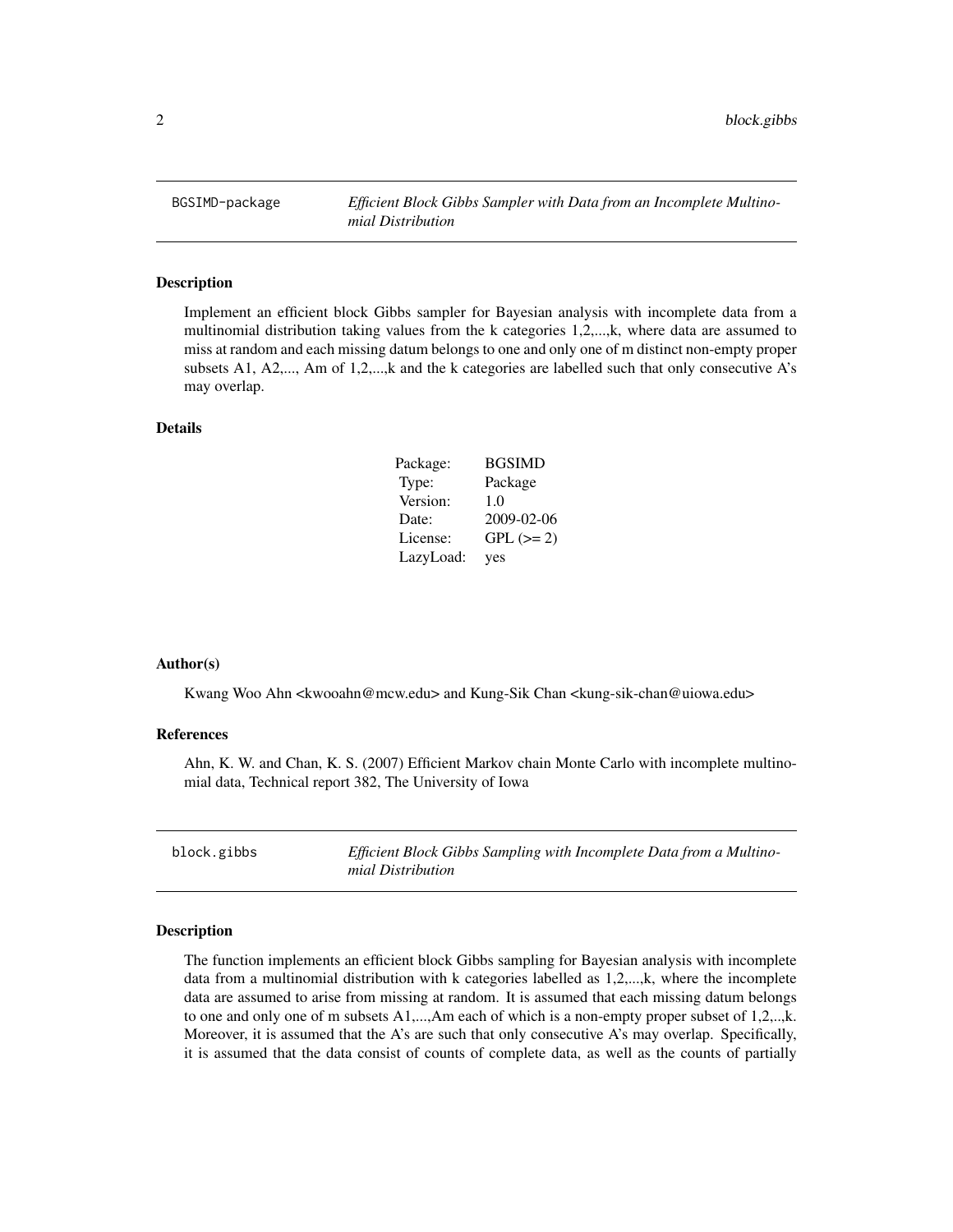## BGSIMD-package — *Efficient Block Gibbs Sampler with Data from an Incomplete Multinomial Distribution*

### Description

Implement an efficient block Gibbs sampler for Bayesian analysis with incomplete data from a multinomial distribution taking values from the k categories 1,2,...,k, where data are assumed to miss at random and each missing datum belongs to one and only one of m distinct non-empty proper subsets A1, A2,..., Am of 1,2,...,k and the k categories are labelled such that only consecutive A's may overlap.

### Details

| | |
|---|---|
| Package: | BGSIMD |
| Type: | Package |
| Version: | 1.0 |
| Date: | 2009-02-06 |
| License: | GPL (>= 2) |
| LazyLoad: | yes |

### Author(s)

Kwang Woo Ahn <kwooahn@mcw.edu> and Kung-Sik Chan <kung-sik-chan@uiowa.edu>

### References

Ahn, K. W. and Chan, K. S. (2007) Efficient Markov chain Monte Carlo with incomplete multinomial data, Technical report 382, The University of Iowa

## block.gibbs — *Efficient Block Gibbs Sampling with Incomplete Data from a Multinomial Distribution*

### Description

The function implements an efficient block Gibbs sampling for Bayesian analysis with incomplete data from a multinomial distribution with k categories labelled as 1,2,...,k, where the incomplete data are assumed to arise from missing at random. It is assumed that each missing datum belongs to one and only one of m subsets A1,...,Am each of which is a non-empty proper subset of 1,2,..,k. Moreover, it is assumed that the A's are such that only consecutive A's may overlap. Specifically, it is assumed that the data consist of counts of complete data, as well as the counts of partially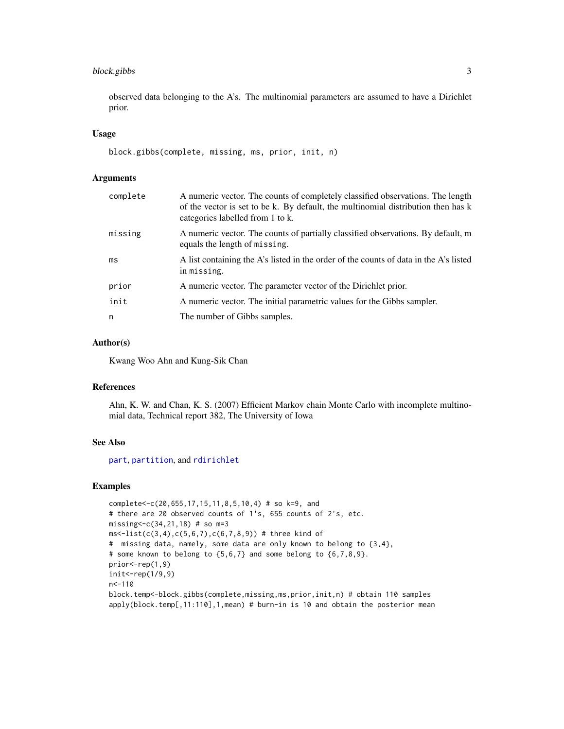observed data belonging to the A's. The multinomial parameters are assumed to have a Dirichlet prior.

### Usage

```
block.gibbs(complete, missing, ms, prior, init, n)
```

### Arguments

| | |
|---|---|
| `complete` | A numeric vector. The counts of completely classified observations. The length of the vector is set to be k. By default, the multinomial distribution then has k categories labelled from 1 to k. |
| `missing` | A numeric vector. The counts of partially classified observations. By default, m equals the length of `missing`. |
| `ms` | A list containing the A's listed in the order of the counts of data in the A's listed in `missing`. |
| `prior` | A numeric vector. The parameter vector of the Dirichlet prior. |
| `init` | A numeric vector. The initial parametric values for the Gibbs sampler. |
| `n` | The number of Gibbs samples. |

### Author(s)

Kwang Woo Ahn and Kung-Sik Chan

### References

Ahn, K. W. and Chan, K. S. (2007) Efficient Markov chain Monte Carlo with incomplete multinomial data, Technical report 382, The University of Iowa

### See Also

`part`, `partition`, and `rdirichlet`

### Examples

```
complete<-c(20,655,17,15,11,8,5,10,4) # so k=9, and
# there are 20 observed counts of 1's, 655 counts of 2's, etc.
missing<-c(34,21,18) # so m=3
ms<-list(c(3,4),c(5,6,7),c(6,7,8,9)) # three kind of
#  missing data, namely, some data are only known to belong to {3,4},
# some known to belong to {5,6,7} and some belong to {6,7,8,9}.
prior<-rep(1,9)
init<-rep(1/9,9)
n<-110
block.temp<-block.gibbs(complete,missing,ms,prior,init,n) # obtain 110 samples
apply(block.temp[,11:110],1,mean) # burn-in is 10 and obtain the posterior mean
```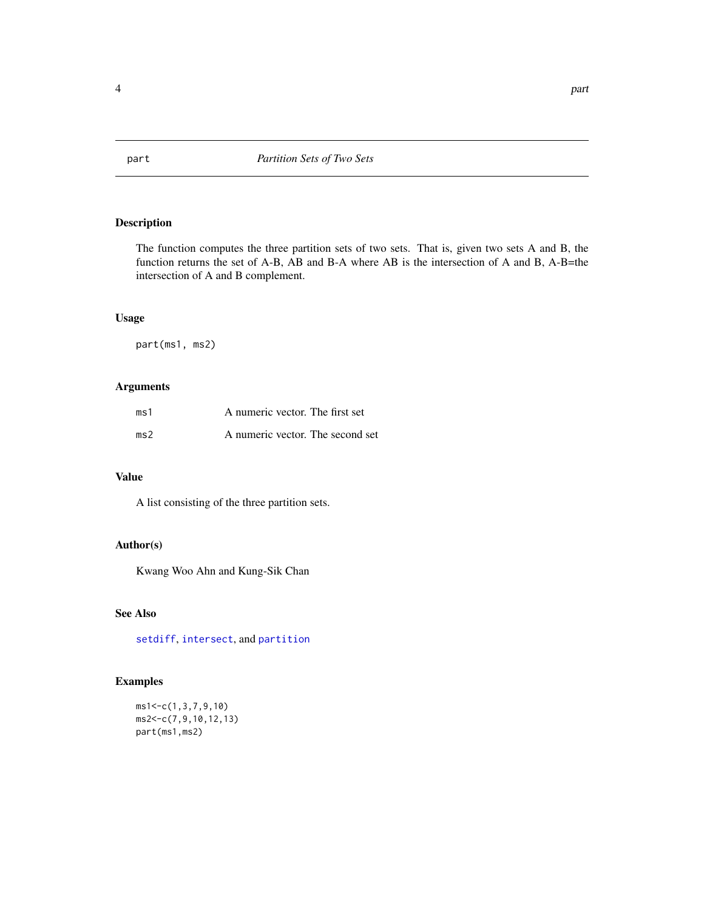# part — *Partition Sets of Two Sets*

## Description

The function computes the three partition sets of two sets. That is, given two sets A and B, the function returns the set of A-B, AB and B-A where AB is the intersection of A and B, A-B=the intersection of A and B complement.

## Usage

```
part(ms1, ms2)
```

## Arguments

| | |
|---|---|
| ms1 | A numeric vector. The first set |
| ms2 | A numeric vector. The second set |

## Value

A list consisting of the three partition sets.

## Author(s)

Kwang Woo Ahn and Kung-Sik Chan

## See Also

setdiff, intersect, and partition

## Examples

```
ms1<-c(1,3,7,9,10)
ms2<-c(7,9,10,12,13)
part(ms1,ms2)
```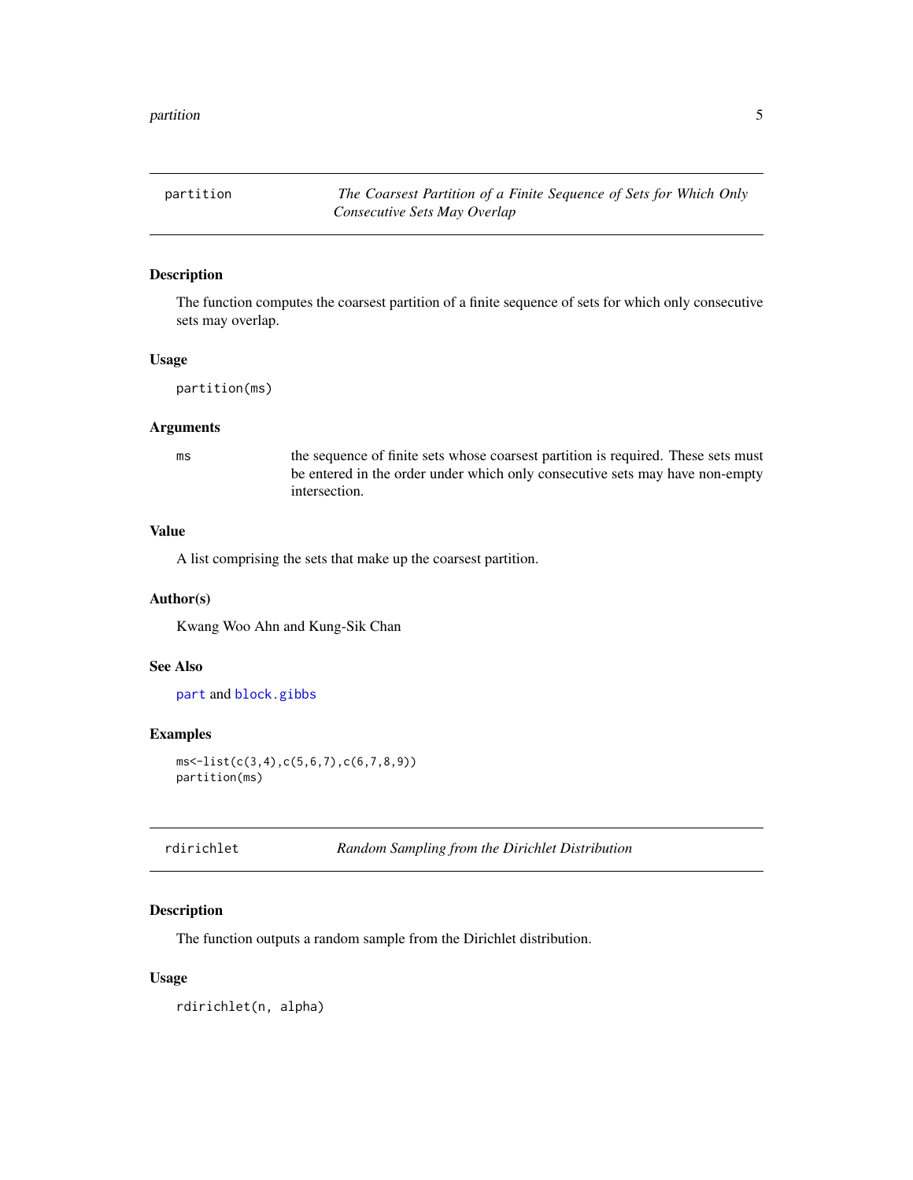## partition — *The Coarsest Partition of a Finite Sequence of Sets for Which Only Consecutive Sets May Overlap*

### Description

The function computes the coarsest partition of a finite sequence of sets for which only consecutive sets may overlap.

### Usage

```
partition(ms)
```

### Arguments

| | |
|---|---|
| ms | the sequence of finite sets whose coarsest partition is required. These sets must be entered in the order under which only consecutive sets may have non-empty intersection. |

### Value

A list comprising the sets that make up the coarsest partition.

### Author(s)

Kwang Woo Ahn and Kung-Sik Chan

### See Also

part and block.gibbs

### Examples

```
ms<-list(c(3,4),c(5,6,7),c(6,7,8,9))
partition(ms)
```

## rdirichlet — *Random Sampling from the Dirichlet Distribution*

### Description

The function outputs a random sample from the Dirichlet distribution.

### Usage

```
rdirichlet(n, alpha)
```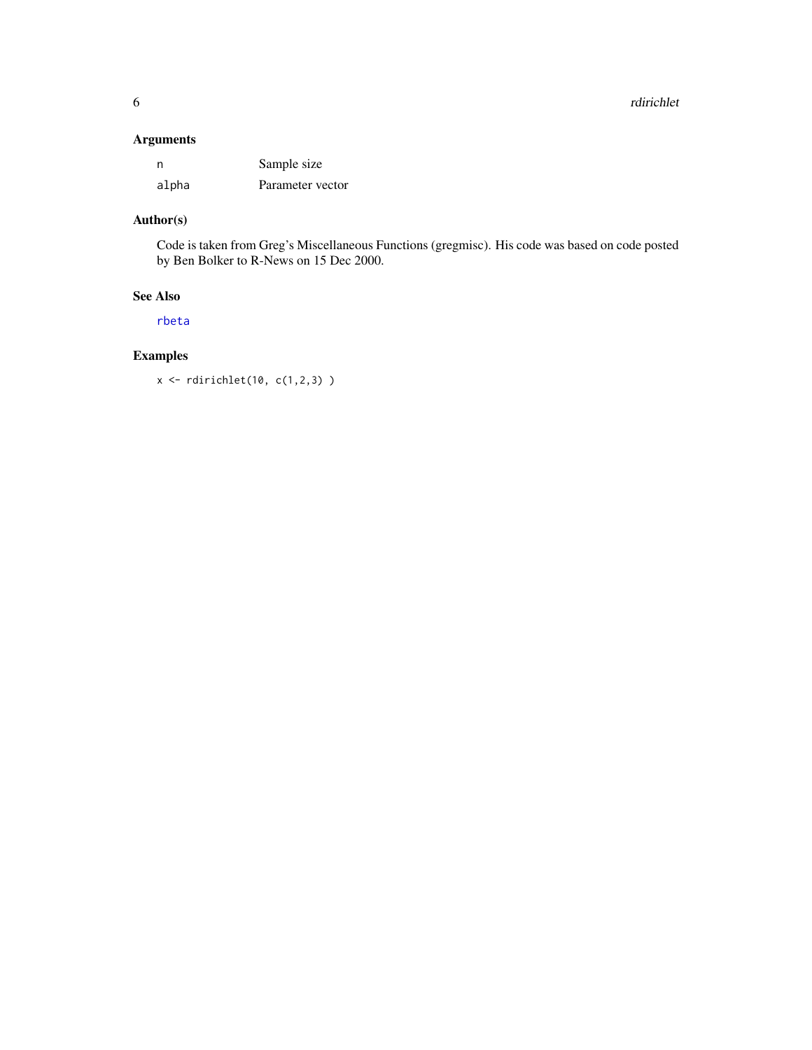## Arguments

| | |
|---|---|
| n | Sample size |
| alpha | Parameter vector |

## Author(s)

Code is taken from Greg's Miscellaneous Functions (gregmisc). His code was based on code posted by Ben Bolker to R-News on 15 Dec 2000.

## See Also

rbeta

## Examples

```
x <- rdirichlet(10, c(1,2,3) )
```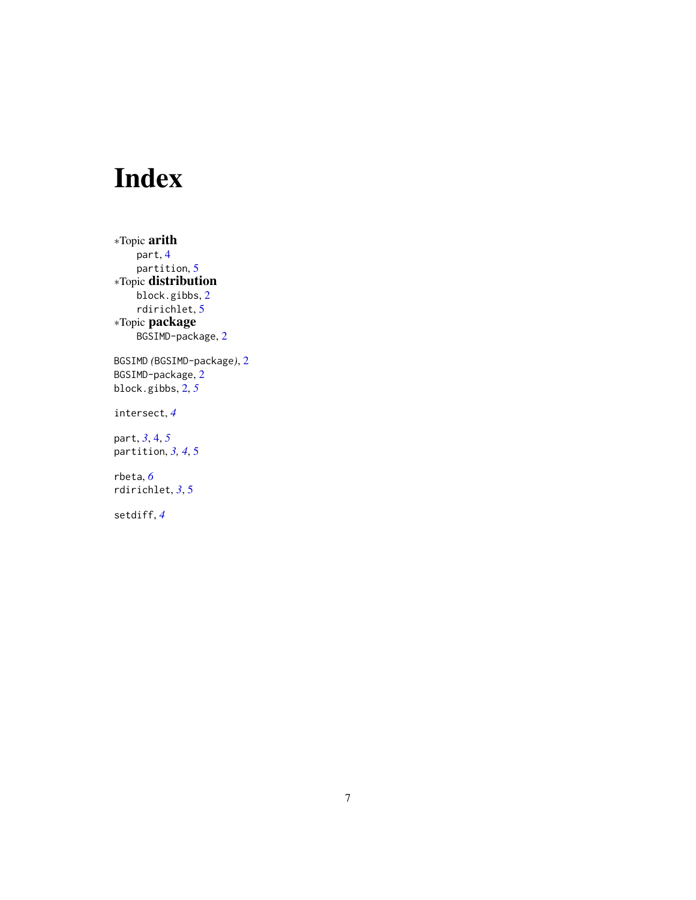# Index

*Topic **arith**
  part, 4
  partition, 5

*Topic **distribution**
  block.gibbs, 2
  rdirichlet, 5

*Topic **package**
  BGSIMD-package, 2

BGSIMD (BGSIMD-package), 2
BGSIMD-package, 2
block.gibbs, 2, *5*

intersect, *4*

part, *3*, 4, *5*
partition, *3, 4*, 5

rbeta, *6*
rdirichlet, *3*, 5

setdiff, *4*